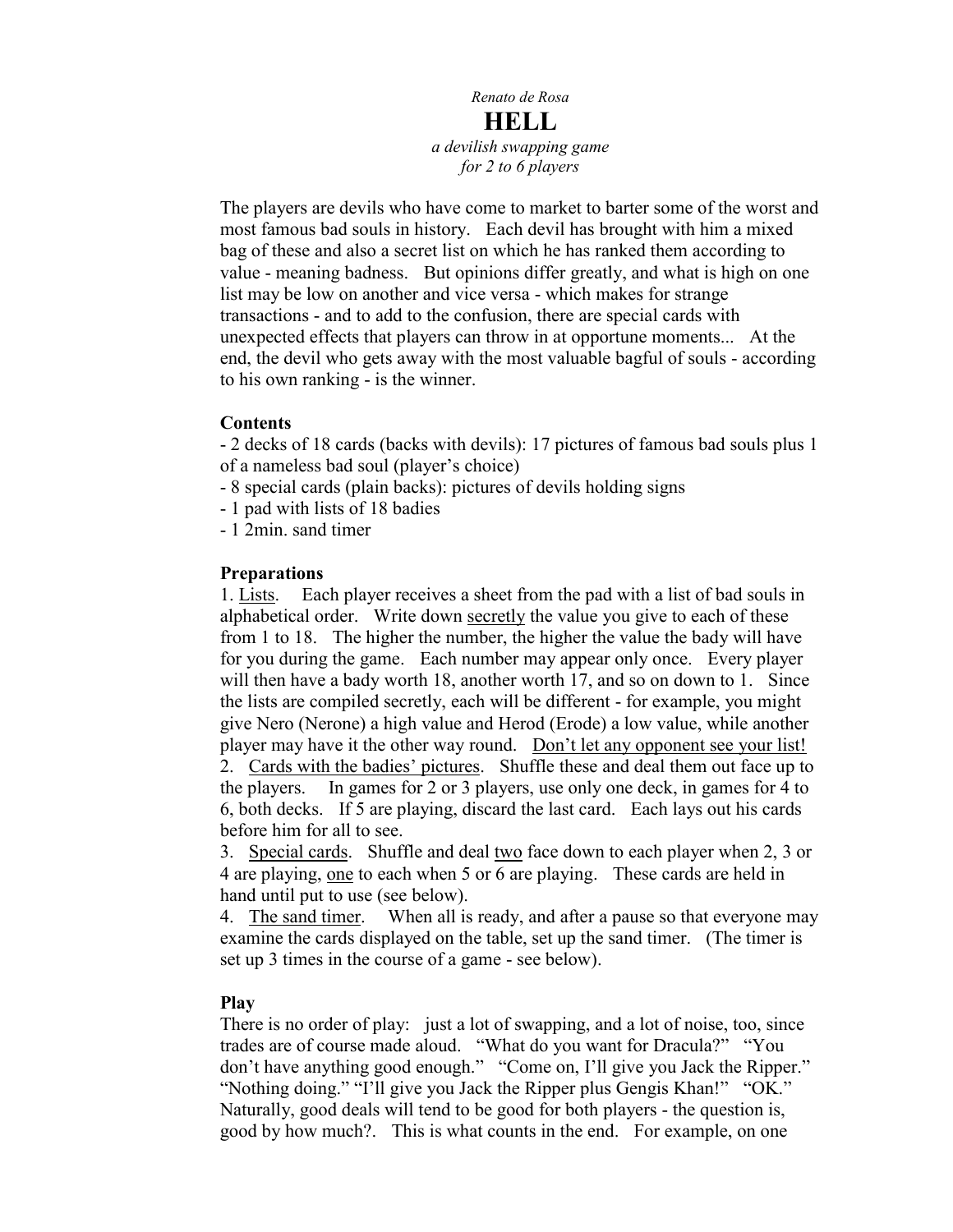*Renato de Rosa*

# HELL

*a devilish swapping game*
*for 2 to 6 players*

The players are devils who have come to market to barter some of the worst and most famous bad souls in history. Each devil has brought with him a mixed bag of these and also a secret list on which he has ranked them according to value - meaning badness. But opinions differ greatly, and what is high on one list may be low on another and vice versa - which makes for strange transactions - and to add to the confusion, there are special cards with unexpected effects that players can throw in at opportune moments... At the end, the devil who gets away with the most valuable bagful of souls - according to his own ranking - is the winner.

**Contents**

- 2 decks of 18 cards (backs with devils): 17 pictures of famous bad souls plus 1 of a nameless bad soul (player's choice)
- 8 special cards (plain backs): pictures of devils holding signs
- 1 pad with lists of 18 badies
- 1 2min. sand timer

**Preparations**

1. Lists. Each player receives a sheet from the pad with a list of bad souls in alphabetical order. Write down secretly the value you give to each of these from 1 to 18. The higher the number, the higher the value the bady will have for you during the game. Each number may appear only once. Every player will then have a bady worth 18, another worth 17, and so on down to 1. Since the lists are compiled secretly, each will be different - for example, you might give Nero (Nerone) a high value and Herod (Erode) a low value, while another player may have it the other way round. Don't let any opponent see your list!
2. Cards with the badies' pictures. Shuffle these and deal them out face up to the players. In games for 2 or 3 players, use only one deck, in games for 4 to 6, both decks. If 5 are playing, discard the last card. Each lays out his cards before him for all to see.
3. Special cards. Shuffle and deal two face down to each player when 2, 3 or 4 are playing, one to each when 5 or 6 are playing. These cards are held in hand until put to use (see below).
4. The sand timer. When all is ready, and after a pause so that everyone may examine the cards displayed on the table, set up the sand timer. (The timer is set up 3 times in the course of a game - see below).

**Play**

There is no order of play: just a lot of swapping, and a lot of noise, too, since trades are of course made aloud. "What do you want for Dracula?" "You don't have anything good enough." "Come on, I'll give you Jack the Ripper." "Nothing doing." "I'll give you Jack the Ripper plus Gengis Khan!" "OK." Naturally, good deals will tend to be good for both players - the question is, good by how much?. This is what counts in the end. For example, on one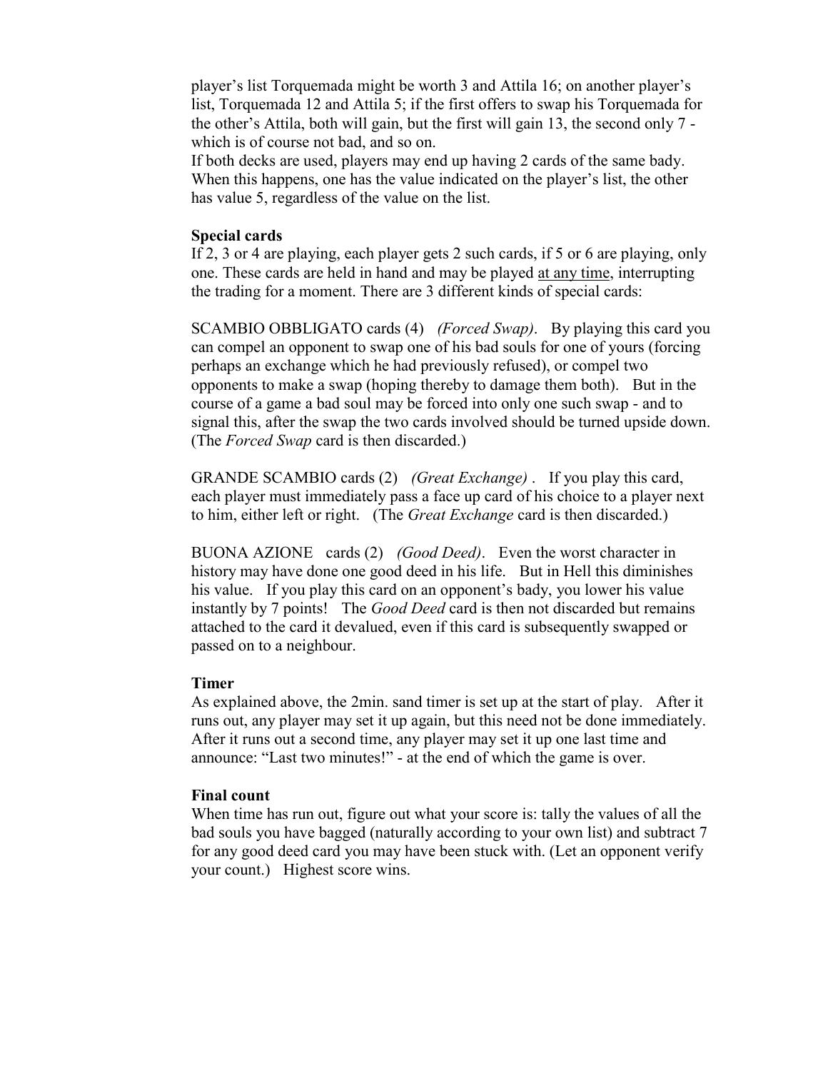player's list Torquemada might be worth 3 and Attila 16; on another player's list, Torquemada 12 and Attila 5; if the first offers to swap his Torquemada for the other's Attila, both will gain, but the first will gain 13, the second only 7 - which is of course not bad, and so on.
If both decks are used, players may end up having 2 cards of the same bady. When this happens, one has the value indicated on the player's list, the other has value 5, regardless of the value on the list.

**Special cards**
If 2, 3 or 4 are playing, each player gets 2 such cards, if 5 or 6 are playing, only one. These cards are held in hand and may be played at any time, interrupting the trading for a moment. There are 3 different kinds of special cards:

SCAMBIO OBBLIGATO cards (4) *(Forced Swap)*. By playing this card you can compel an opponent to swap one of his bad souls for one of yours (forcing perhaps an exchange which he had previously refused), or compel two opponents to make a swap (hoping thereby to damage them both). But in the course of a game a bad soul may be forced into only one such swap - and to signal this, after the swap the two cards involved should be turned upside down. (The *Forced Swap* card is then discarded.)

GRANDE SCAMBIO cards (2) *(Great Exchange)* . If you play this card, each player must immediately pass a face up card of his choice to a player next to him, either left or right. (The *Great Exchange* card is then discarded.)

BUONA AZIONE cards (2) *(Good Deed)*. Even the worst character in history may have done one good deed in his life. But in Hell this diminishes his value. If you play this card on an opponent's bady, you lower his value instantly by 7 points! The *Good Deed* card is then not discarded but remains attached to the card it devalued, even if this card is subsequently swapped or passed on to a neighbour.

**Timer**
As explained above, the 2min. sand timer is set up at the start of play. After it runs out, any player may set it up again, but this need not be done immediately. After it runs out a second time, any player may set it up one last time and announce: "Last two minutes!" - at the end of which the game is over.

**Final count**
When time has run out, figure out what your score is: tally the values of all the bad souls you have bagged (naturally according to your own list) and subtract 7 for any good deed card you may have been stuck with. (Let an opponent verify your count.) Highest score wins.